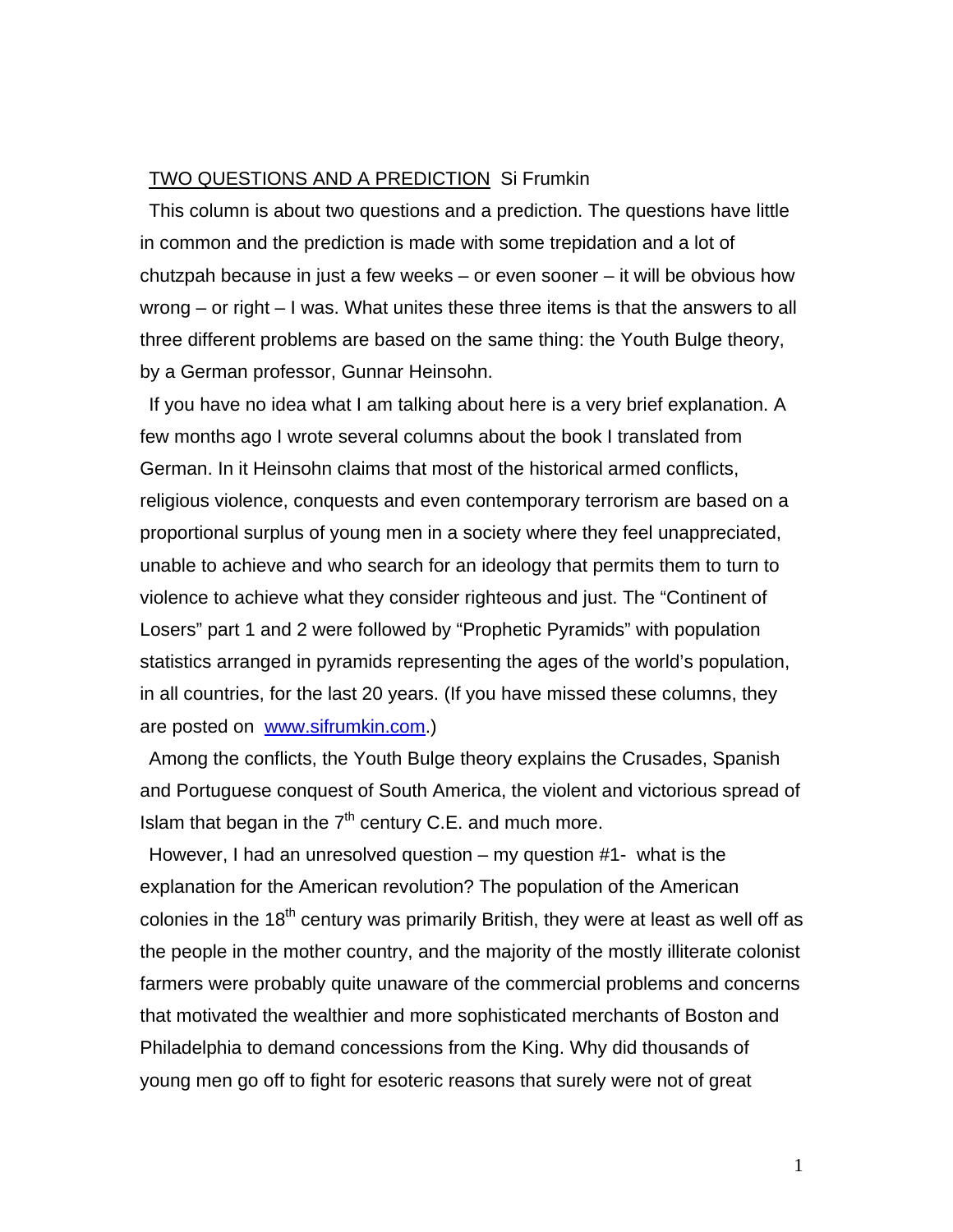TWO QUESTIONS AND A PREDICTION Si Frumkin

This column is about two questions and a prediction. The questions have little in common and the prediction is made with some trepidation and a lot of chutzpah because in just a few weeks – or even sooner – it will be obvious how wrong – or right – I was. What unites these three items is that the answers to all three different problems are based on the same thing: the Youth Bulge theory, by a German professor, Gunnar Heinsohn.

If you have no idea what I am talking about here is a very brief explanation. A few months ago I wrote several columns about the book I translated from German. In it Heinsohn claims that most of the historical armed conflicts, religious violence, conquests and even contemporary terrorism are based on a proportional surplus of young men in a society where they feel unappreciated, unable to achieve and who search for an ideology that permits them to turn to violence to achieve what they consider righteous and just. The "Continent of Losers" part 1 and 2 were followed by "Prophetic Pyramids" with population statistics arranged in pyramids representing the ages of the world's population, in all countries, for the last 20 years. (If you have missed these columns, they are posted on www.sifrumkin.com.)

Among the conflicts, the Youth Bulge theory explains the Crusades, Spanish and Portuguese conquest of South America, the violent and victorious spread of Islam that began in the 7th century C.E. and much more.

However, I had an unresolved question – my question #1- what is the explanation for the American revolution? The population of the American colonies in the 18th century was primarily British, they were at least as well off as the people in the mother country, and the majority of the mostly illiterate colonist farmers were probably quite unaware of the commercial problems and concerns that motivated the wealthier and more sophisticated merchants of Boston and Philadelphia to demand concessions from the King. Why did thousands of young men go off to fight for esoteric reasons that surely were not of great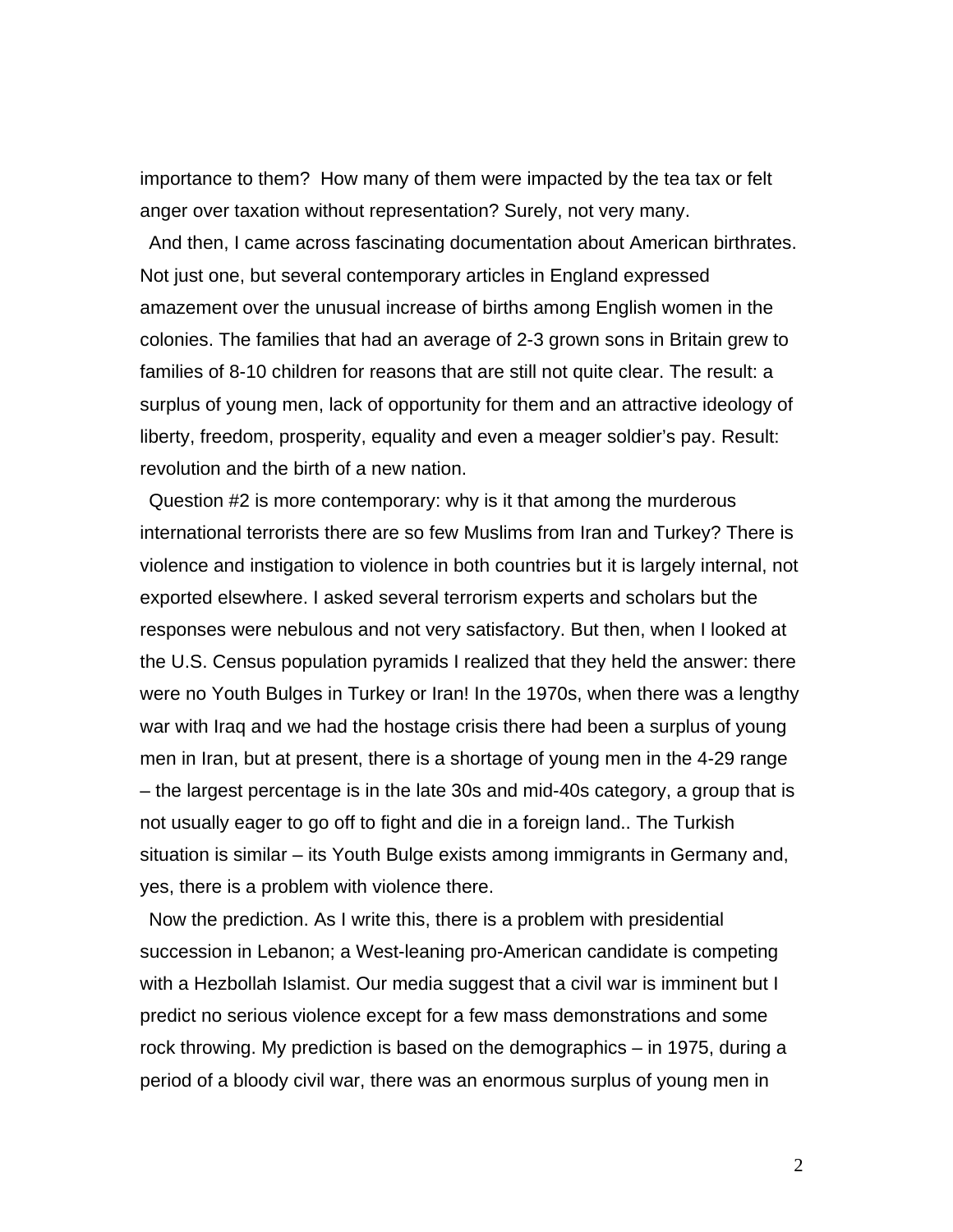importance to them? How many of them were impacted by the tea tax or felt anger over taxation without representation? Surely, not very many.

And then, I came across fascinating documentation about American birthrates. Not just one, but several contemporary articles in England expressed amazement over the unusual increase of births among English women in the colonies. The families that had an average of 2-3 grown sons in Britain grew to families of 8-10 children for reasons that are still not quite clear. The result: a surplus of young men, lack of opportunity for them and an attractive ideology of liberty, freedom, prosperity, equality and even a meager soldier's pay. Result: revolution and the birth of a new nation.

Question #2 is more contemporary: why is it that among the murderous international terrorists there are so few Muslims from Iran and Turkey? There is violence and instigation to violence in both countries but it is largely internal, not exported elsewhere. I asked several terrorism experts and scholars but the responses were nebulous and not very satisfactory. But then, when I looked at the U.S. Census population pyramids I realized that they held the answer: there were no Youth Bulges in Turkey or Iran! In the 1970s, when there was a lengthy war with Iraq and we had the hostage crisis there had been a surplus of young men in Iran, but at present, there is a shortage of young men in the 4-29 range – the largest percentage is in the late 30s and mid-40s category, a group that is not usually eager to go off to fight and die in a foreign land.. The Turkish situation is similar – its Youth Bulge exists among immigrants in Germany and, yes, there is a problem with violence there.

Now the prediction. As I write this, there is a problem with presidential succession in Lebanon; a West-leaning pro-American candidate is competing with a Hezbollah Islamist. Our media suggest that a civil war is imminent but I predict no serious violence except for a few mass demonstrations and some rock throwing. My prediction is based on the demographics – in 1975, during a period of a bloody civil war, there was an enormous surplus of young men in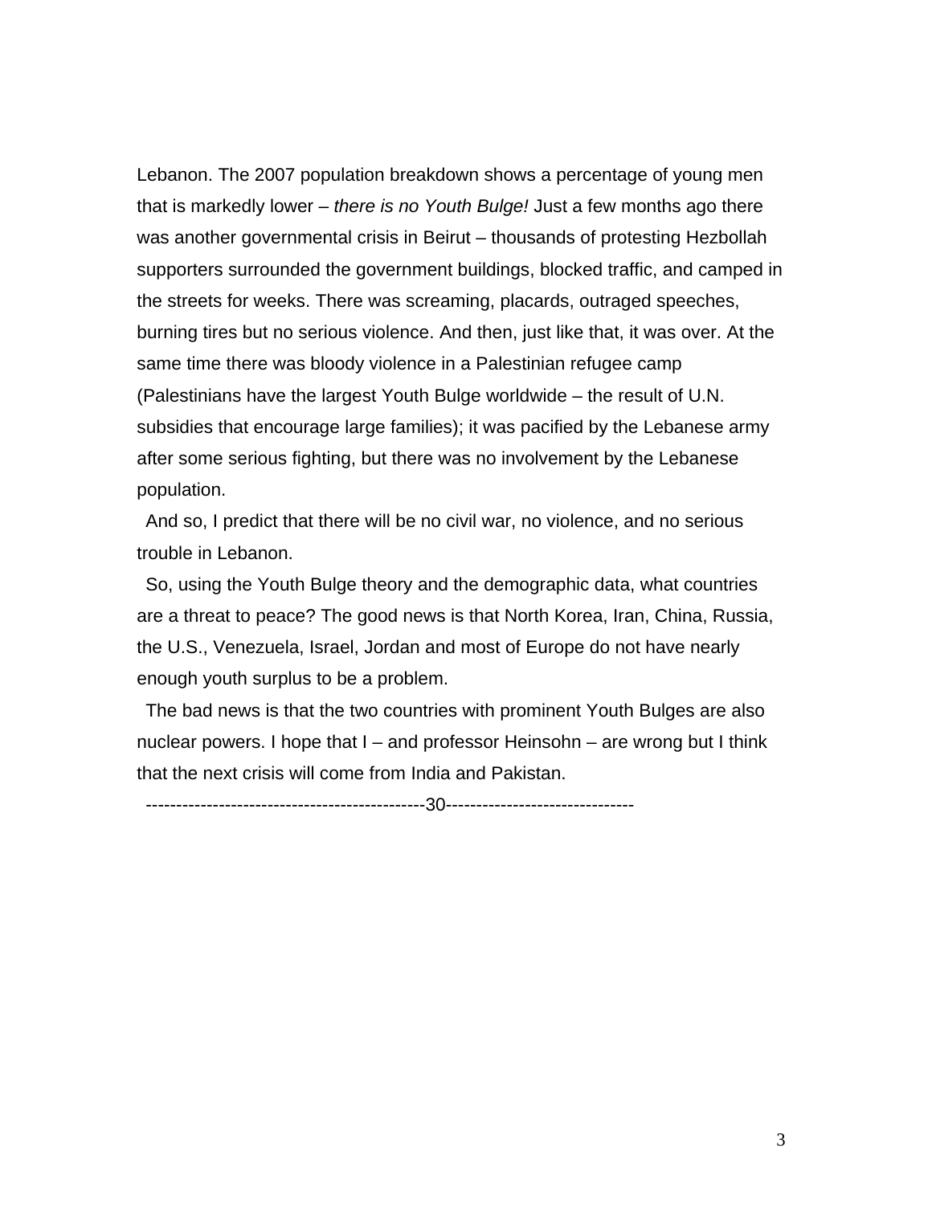Lebanon. The 2007 population breakdown shows a percentage of young men that is markedly lower – *there is no Youth Bulge!* Just a few months ago there was another governmental crisis in Beirut – thousands of protesting Hezbollah supporters surrounded the government buildings, blocked traffic, and camped in the streets for weeks. There was screaming, placards, outraged speeches, burning tires but no serious violence. And then, just like that, it was over. At the same time there was bloody violence in a Palestinian refugee camp (Palestinians have the largest Youth Bulge worldwide – the result of U.N. subsidies that encourage large families); it was pacified by the Lebanese army after some serious fighting, but there was no involvement by the Lebanese population.

And so, I predict that there will be no civil war, no violence, and no serious trouble in Lebanon.

So, using the Youth Bulge theory and the demographic data, what countries are a threat to peace? The good news is that North Korea, Iran, China, Russia, the U.S., Venezuela, Israel, Jordan and most of Europe do not have nearly enough youth surplus to be a problem.

The bad news is that the two countries with prominent Youth Bulges are also nuclear powers. I hope that I – and professor Heinsohn – are wrong but I think that the next crisis will come from India and Pakistan.

----------------------------------------------30-------------------------------